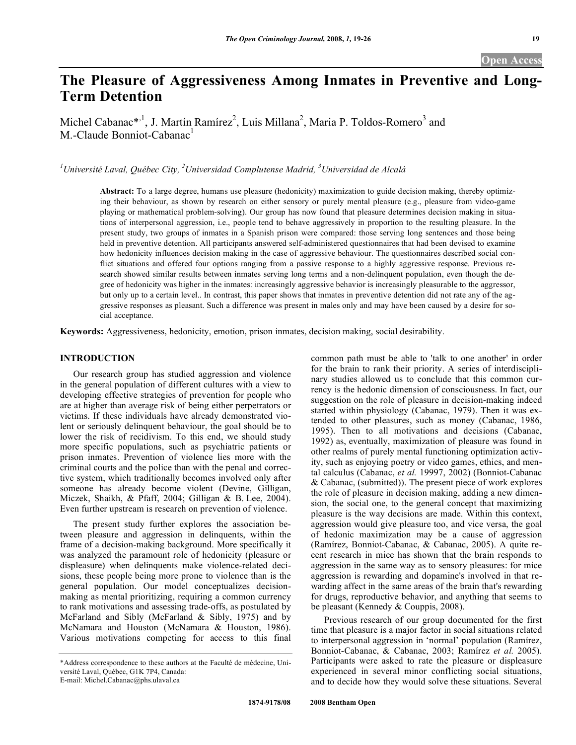# The Pleasure of Aggressiveness Among Inmates in Preventive and Long-Term Detention

Michel Cabanac*[,1], J. Martín Ramírez[2], Luis Millana[2], Maria P. Toldos-Romero[3] and M.-Claude Bonniot-Cabanac[1]

[1]Université Laval, Québec City, [2]Universidad Complutense Madrid, [3]Universidad de Alcalá

**Abstract:** To a large degree, humans use pleasure (hedonicity) maximization to guide decision making, thereby optimizing their behaviour, as shown by research on either sensory or purely mental pleasure (e.g., pleasure from video-game playing or mathematical problem-solving). Our group has now found that pleasure determines decision making in situations of interpersonal aggression, i.e., people tend to behave aggressively in proportion to the resulting pleasure. In the present study, two groups of inmates in a Spanish prison were compared: those serving long sentences and those being held in preventive detention. All participants answered self-administered questionnaires that had been devised to examine how hedonicity influences decision making in the case of aggressive behaviour. The questionnaires described social conflict situations and offered four options ranging from a passive response to a highly aggressive response. Previous research showed similar results between inmates serving long terms and a non-delinquent population, even though the degree of hedonicity was higher in the inmates: increasingly aggressive behavior is increasingly pleasurable to the aggressor, but only up to a certain level.. In contrast, this paper shows that inmates in preventive detention did not rate any of the aggressive responses as pleasant. Such a difference was present in males only and may have been caused by a desire for social acceptance.

**Keywords:** Aggressiveness, hedonicity, emotion, prison inmates, decision making, social desirability.

## INTRODUCTION

Our research group has studied aggression and violence in the general population of different cultures with a view to developing effective strategies of prevention for people who are at higher than average risk of being either perpetrators or victims. If these individuals have already demonstrated violent or seriously delinquent behaviour, the goal should be to lower the risk of recidivism. To this end, we should study more specific populations, such as psychiatric patients or prison inmates. Prevention of violence lies more with the criminal courts and the police than with the penal and corrective system, which traditionally becomes involved only after someone has already become violent (Devine, Gilligan, Miczek, Shaikh, & Pfaff, 2004; Gilligan & B. Lee, 2004). Even further upstream is research on prevention of violence.

The present study further explores the association between pleasure and aggression in delinquents, within the frame of a decision-making background. More specifically it was analyzed the paramount role of hedonicity (pleasure or displeasure) when delinquents make violence-related decisions, these people being more prone to violence than is the general population. Our model conceptualizes decision-making as mental prioritizing, requiring a common currency to rank motivations and assessing trade-offs, as postulated by McFarland and Sibly (McFarland & Sibly, 1975) and by McNamara and Houston (McNamara & Houston, 1986). Various motivations competing for access to this final common path must be able to 'talk to one another' in order for the brain to rank their priority. A series of interdisciplinary studies allowed us to conclude that this common currency is the hedonic dimension of consciousness. In fact, our suggestion on the role of pleasure in decision-making indeed started within physiology (Cabanac, 1979). Then it was extended to other pleasures, such as money (Cabanac, 1986, 1995). Then to all motivations and decisions (Cabanac, 1992) as, eventually, maximization of pleasure was found in other realms of purely mental functioning optimization activity, such as enjoying poetry or video games, ethics, and mental calculus (Cabanac, *et al.* 19997, 2002) (Bonniot-Cabanac & Cabanac, (submitted)). The present piece of work explores the role of pleasure in decision making, adding a new dimension, the social one, to the general concept that maximizing pleasure is the way decisions are made. Within this context, aggression would give pleasure too, and vice versa, the goal of hedonic maximization may be a cause of aggression (Ramírez, Bonniot-Cabanac, & Cabanac, 2005). A quite recent research in mice has shown that the brain responds to aggression in the same way as to sensory pleasures: for mice aggression is rewarding and dopamine's involved in that rewarding affect in the same areas of the brain that's rewarding for drugs, reproductive behavior, and anything that seems to be pleasant (Kennedy & Couppis, 2008).

Previous research of our group documented for the first time that pleasure is a major factor in social situations related to interpersonal aggression in 'normal' population (Ramírez, Bonniot-Cabanac, & Cabanac, 2003; Ramírez *et al.* 2005). Participants were asked to rate the pleasure or displeasure experienced in several minor conflicting social situations, and to decide how they would solve these situations. Several

*Address correspondence to these authors at the Faculté de médecine, Université Laval, Québec, G1K 7P4, Canada:
E-mail: Michel.Cabanac@phs.ulaval.ca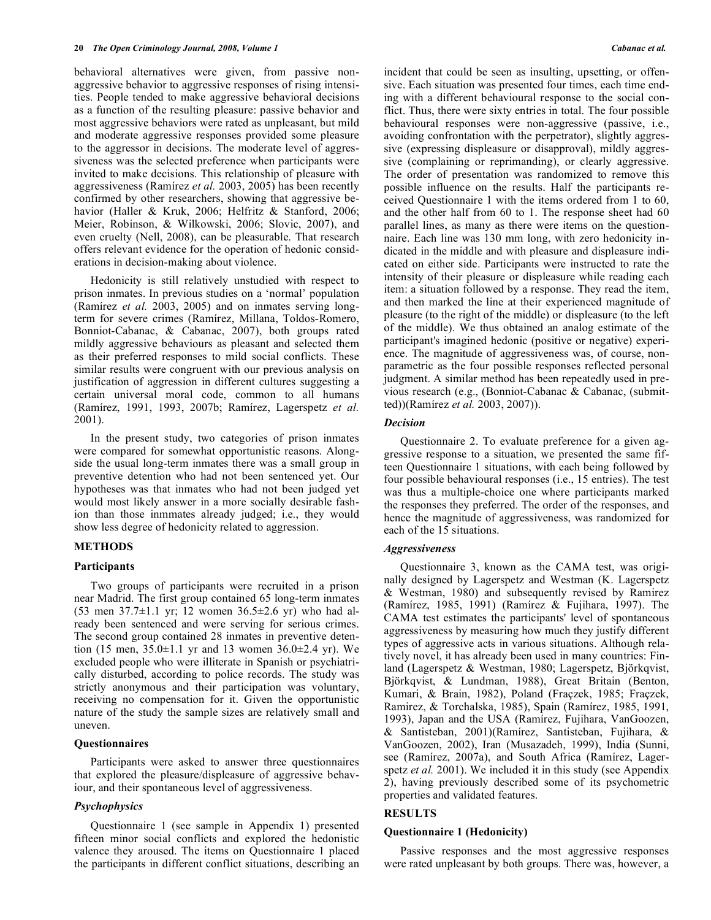behavioral alternatives were given, from passive non-aggressive behavior to aggressive responses of rising intensities. People tended to make aggressive behavioral decisions as a function of the resulting pleasure: passive behavior and most aggressive behaviors were rated as unpleasant, but mild and moderate aggressive responses provided some pleasure to the aggressor in decisions. The moderate level of aggressiveness was the selected preference when participants were invited to make decisions. This relationship of pleasure with aggressiveness (Ramírez *et al.* 2003, 2005) has been recently confirmed by other researchers, showing that aggressive behavior (Haller & Kruk, 2006; Helfritz & Stanford, 2006; Meier, Robinson, & Wilkowski, 2006; Slovic, 2007), and even cruelty (Nell, 2008), can be pleasurable. That research offers relevant evidence for the operation of hedonic considerations in decision-making about violence.

Hedonicity is still relatively unstudied with respect to prison inmates. In previous studies on a 'normal' population (Ramírez *et al.* 2003, 2005) and on inmates serving long-term for severe crimes (Ramírez, Millana, Toldos-Romero, Bonniot-Cabanac, & Cabanac, 2007), both groups rated mildly aggressive behaviours as pleasant and selected them as their preferred responses to mild social conflicts. These similar results were congruent with our previous analysis on justification of aggression in different cultures suggesting a certain universal moral code, common to all humans (Ramírez, 1991, 1993, 2007b; Ramírez, Lagerspetz *et al.* 2001).

In the present study, two categories of prison inmates were compared for somewhat opportunistic reasons. Alongside the usual long-term inmates there was a small group in preventive detention who had not been sentenced yet. Our hypotheses was that inmates who had not been judged yet would most likely answer in a more socially desirable fashion than those inmmates already judged; i.e., they would show less degree of hedonicity related to aggression.

## METHODS

### Participants

Two groups of participants were recruited in a prison near Madrid. The first group contained 65 long-term inmates (53 men 37.7±1.1 yr; 12 women 36.5±2.6 yr) who had already been sentenced and were serving for serious crimes. The second group contained 28 inmates in preventive detention (15 men, 35.0±1.1 yr and 13 women 36.0±2.4 yr). We excluded people who were illiterate in Spanish or psychiatrically disturbed, according to police records. The study was strictly anonymous and their participation was voluntary, receiving no compensation for it. Given the opportunistic nature of the study the sample sizes are relatively small and uneven.

### Questionnaires

Participants were asked to answer three questionnaires that explored the pleasure/displeasure of aggressive behaviour, and their spontaneous level of aggressiveness.

#### *Psychophysics*

Questionnaire 1 (see sample in Appendix 1) presented fifteen minor social conflicts and explored the hedonistic valence they aroused. The items on Questionnaire 1 placed the participants in different conflict situations, describing an incident that could be seen as insulting, upsetting, or offensive. Each situation was presented four times, each time ending with a different behavioural response to the social conflict. Thus, there were sixty entries in total. The four possible behavioural responses were non-aggressive (passive, i.e., avoiding confrontation with the perpetrator), slightly aggressive (expressing displeasure or disapproval), mildly aggressive (complaining or reprimanding), or clearly aggressive. The order of presentation was randomized to remove this possible influence on the results. Half the participants received Questionnaire 1 with the items ordered from 1 to 60, and the other half from 60 to 1. The response sheet had 60 parallel lines, as many as there were items on the questionnaire. Each line was 130 mm long, with zero hedonicity indicated in the middle and with pleasure and displeasure indicated on either side. Participants were instructed to rate the intensity of their pleasure or displeasure while reading each item: a situation followed by a response. They read the item, and then marked the line at their experienced magnitude of pleasure (to the right of the middle) or displeasure (to the left of the middle). We thus obtained an analog estimate of the participant's imagined hedonic (positive or negative) experience. The magnitude of aggressiveness was, of course, nonparametric as the four possible responses reflected personal judgment. A similar method has been repeatedly used in previous research (e.g., (Bonniot-Cabanac & Cabanac, (submitted))(Ramírez *et al.* 2003, 2007)).

#### *Decision*

Questionnaire 2. To evaluate preference for a given aggressive response to a situation, we presented the same fifteen Questionnaire 1 situations, with each being followed by four possible behavioural responses (i.e., 15 entries). The test was thus a multiple-choice one where participants marked the responses they preferred. The order of the responses, and hence the magnitude of aggressiveness, was randomized for each of the 15 situations.

#### *Aggressiveness*

Questionnaire 3, known as the CAMA test, was originally designed by Lagerspetz and Westman (K. Lagerspetz & Westman, 1980) and subsequently revised by Ramirez (Ramírez, 1985, 1991) (Ramírez & Fujihara, 1997). The CAMA test estimates the participants' level of spontaneous aggressiveness by measuring how much they justify different types of aggressive acts in various situations. Although relatively novel, it has already been used in many countries: Finland (Lagerspetz & Westman, 1980; Lagerspetz, Björkqvist, Björkqvist, & Lundman, 1988), Great Britain (Benton, Kumari, & Brain, 1982), Poland (Fraçzek, 1985; Fraçzek, Ramirez, & Torchalska, 1985), Spain (Ramírez, 1985, 1991, 1993), Japan and the USA (Ramírez, Fujihara, VanGoozen, & Santisteban, 2001)(Ramírez, Santisteban, Fujihara, & VanGoozen, 2002), Iran (Musazadeh, 1999), India (Sunni, see (Ramírez, 2007a), and South Africa (Ramírez, Lagerspetz *et al.* 2001). We included it in this study (see Appendix 2), having previously described some of its psychometric properties and validated features.

## RESULTS

### Questionnaire 1 (Hedonicity)

Passive responses and the most aggressive responses were rated unpleasant by both groups. There was, however, a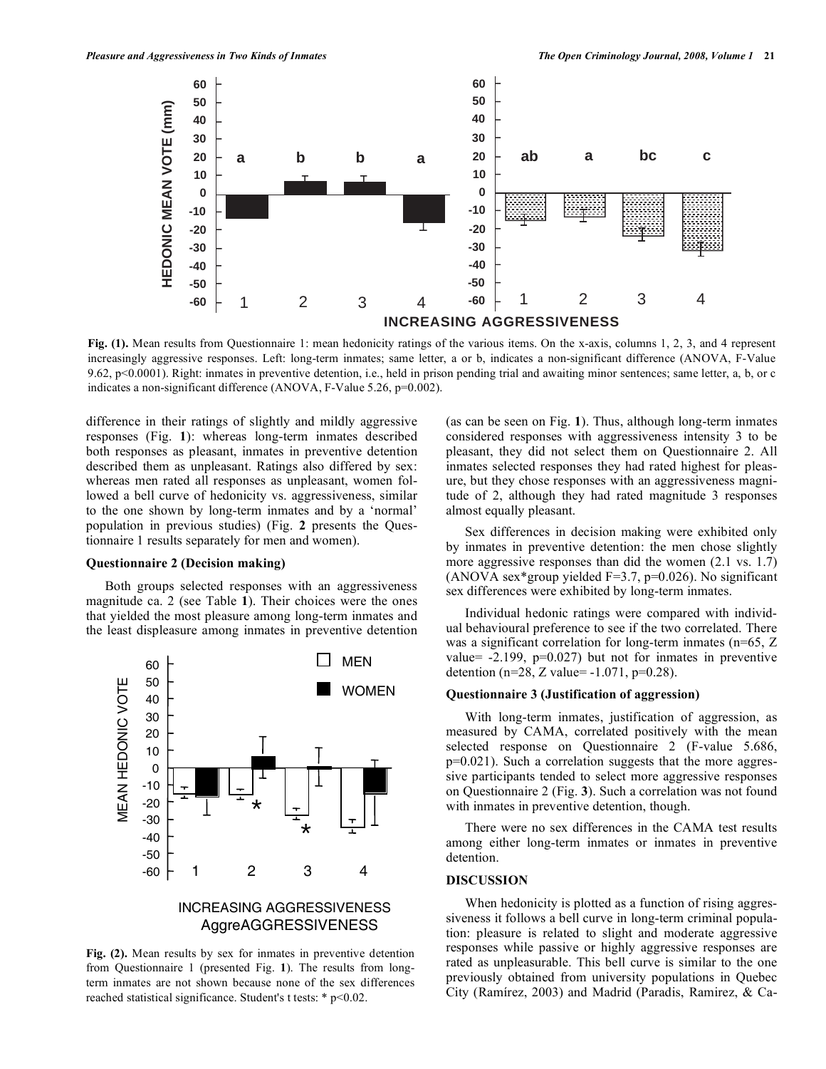**Fig. (1).** Mean results from Questionnaire 1: mean hedonicity ratings of the various items. On the x-axis, columns 1, 2, 3, and 4 represent increasingly aggressive responses. Left: long-term inmates; same letter, a or b, indicates a non-significant difference (ANOVA, F-Value 9.62, p<0.0001). Right: inmates in preventive detention, i.e., held in prison pending trial and awaiting minor sentences; same letter, a, b, or c indicates a non-significant difference (ANOVA, F-Value 5.26, p=0.002).

difference in their ratings of slightly and mildly aggressive responses (Fig. **1**): whereas long-term inmates described both responses as pleasant, inmates in preventive detention described them as unpleasant. Ratings also differed by sex: whereas men rated all responses as unpleasant, women followed a bell curve of hedonicity vs. aggressiveness, similar to the one shown by long-term inmates and by a 'normal' population in previous studies) (Fig. **2** presents the Questionnaire 1 results separately for men and women).

### Questionnaire 2 (Decision making)

Both groups selected responses with an aggressiveness magnitude ca. 2 (see Table **1**). Their choices were the ones that yielded the most pleasure among long-term inmates and the least displeasure among inmates in preventive detention (as can be seen on Fig. **1**). Thus, although long-term inmates considered responses with aggressiveness intensity 3 to be pleasant, they did not select them on Questionnaire 2. All inmates selected responses they had rated highest for pleasure, but they chose responses with an aggressiveness magnitude of 2, although they had rated magnitude 3 responses almost equally pleasant.

**Fig. (2).** Mean results by sex for inmates in preventive detention from Questionnaire 1 (presented Fig. **1**). The results from long-term inmates are not shown because none of the sex differences reached statistical significance. Student's t tests: * p<0.02.

Sex differences in decision making were exhibited only by inmates in preventive detention: the men chose slightly more aggressive responses than did the women (2.1 vs. 1.7) (ANOVA sex*group yielded F=3.7, p=0.026). No significant sex differences were exhibited by long-term inmates.

Individual hedonic ratings were compared with individual behavioural preference to see if the two correlated. There was a significant correlation for long-term inmates (n=65, Z value= -2.199, p=0.027) but not for inmates in preventive detention (n=28, Z value= -1.071, p=0.28).

### Questionnaire 3 (Justification of aggression)

With long-term inmates, justification of aggression, as measured by CAMA, correlated positively with the mean selected response on Questionnaire 2 (F-value 5.686, p=0.021). Such a correlation suggests that the more aggressive participants tended to select more aggressive responses on Questionnaire 2 (Fig. **3**). Such a correlation was not found with inmates in preventive detention, though.

There were no sex differences in the CAMA test results among either long-term inmates or inmates in preventive detention.

## DISCUSSION

When hedonicity is plotted as a function of rising aggressiveness it follows a bell curve in long-term criminal population: pleasure is related to slight and moderate aggressive responses while passive or highly aggressive responses are rated as unpleasurable. This bell curve is similar to the one previously obtained from university populations in Quebec City (Ramírez, 2003) and Madrid (Paradis, Ramirez, & Ca-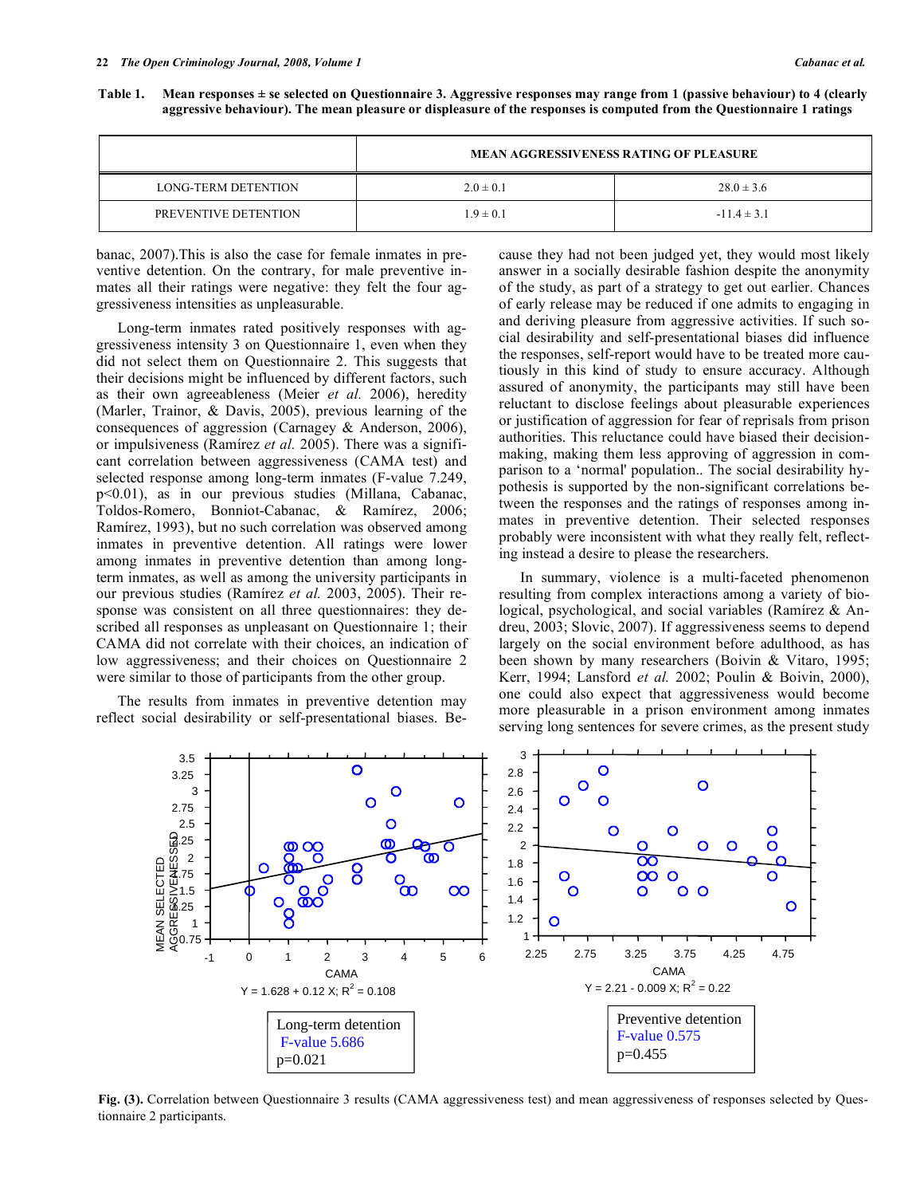**Table 1. Mean responses ± se selected on Questionnaire 3. Aggressive responses may range from 1 (passive behaviour) to 4 (clearly aggressive behaviour). The mean pleasure or displeasure of the responses is computed from the Questionnaire 1 ratings**

| | MEAN AGGRESSIVENESS | RATING OF PLEASURE |
|---|---|---|
| LONG-TERM DETENTION | 2.0 ± 0.1 | 28.0 ± 3.6 |
| PREVENTIVE DETENTION | 1.9 ± 0.1 | -11.4 ± 3.1 |

banac, 2007).This is also the case for female inmates in preventive detention. On the contrary, for male preventive inmates all their ratings were negative: they felt the four aggressiveness intensities as unpleasurable.

Long-term inmates rated positively responses with aggressiveness intensity 3 on Questionnaire 1, even when they did not select them on Questionnaire 2. This suggests that their decisions might be influenced by different factors, such as their own agreeableness (Meier *et al.* 2006), heredity (Marler, Trainor, & Davis, 2005), previous learning of the consequences of aggression (Carnagey & Anderson, 2006), or impulsiveness (Ramírez *et al.* 2005). There was a significant correlation between aggressiveness (CAMA test) and selected response among long-term inmates (F-value 7.249, $p<0.01$), as in our previous studies (Millana, Cabanac, Toldos-Romero, Bonniot-Cabanac, & Ramírez, 2006; Ramírez, 1993), but no such correlation was observed among inmates in preventive detention. All ratings were lower among inmates in preventive detention than among long-term inmates, as well as among the university participants in our previous studies (Ramírez *et al.* 2003, 2005). Their response was consistent on all three questionnaires: they described all responses as unpleasant on Questionnaire 1; their CAMA did not correlate with their choices, an indication of low aggressiveness; and their choices on Questionnaire 2 were similar to those of participants from the other group.

The results from inmates in preventive detention may reflect social desirability or self-presentational biases. Because they had not been judged yet, they would most likely answer in a socially desirable fashion despite the anonymity of the study, as part of a strategy to get out earlier. Chances of early release may be reduced if one admits to engaging in and deriving pleasure from aggressive activities. If such social desirability and self-presentational biases did influence the responses, self-report would have to be treated more cautiously in this kind of study to ensure accuracy. Although assured of anonymity, the participants may still have been reluctant to disclose feelings about pleasurable experiences or justification of aggression for fear of reprisals from prison authorities. This reluctance could have biased their decision-making, making them less approving of aggression in comparison to a 'normal' population.. The social desirability hypothesis is supported by the non-significant correlations between the responses and the ratings of responses among inmates in preventive detention. Their selected responses probably were inconsistent with what they really felt, reflecting instead a desire to please the researchers.

In summary, violence is a multi-faceted phenomenon resulting from complex interactions among a variety of biological, psychological, and social variables (Ramírez & Andreu, 2003; Slovic, 2007). If aggressiveness seems to depend largely on the social environment before adulthood, as has been shown by many researchers (Boivin & Vitaro, 1995; Kerr, 1994; Lansford *et al.* 2002; Poulin & Boivin, 2000), one could also expect that aggressiveness would become more pleasurable in a prison environment among inmates serving long sentences for severe crimes, as the present study

Long-term detention: $Y = 1.628 + 0.12\,X$; $R^2 = 0.108$; F-value 5.686, p=0.021

Preventive detention: $Y = 2.21 - 0.009\,X$; $R^2 = 0.22$; F-value 0.575, p=0.455

**Fig. (3).** Correlation between Questionnaire 3 results (CAMA aggressiveness test) and mean aggressiveness of responses selected by Questionnaire 2 participants.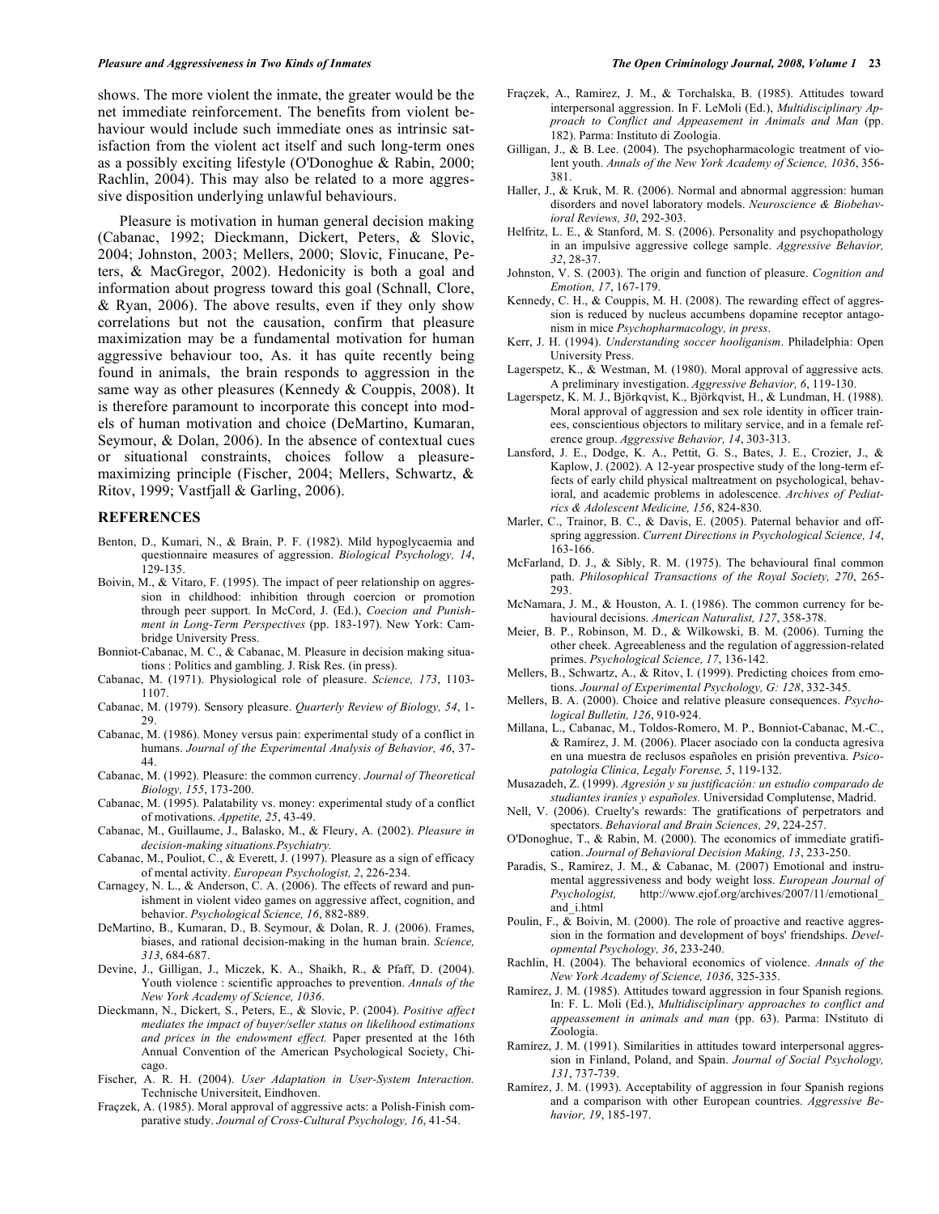shows. The more violent the inmate, the greater would be the net immediate reinforcement. The benefits from violent behaviour would include such immediate ones as intrinsic satisfaction from the violent act itself and such long-term ones as a possibly exciting lifestyle (O'Donoghue & Rabin, 2000; Rachlin, 2004). This may also be related to a more aggressive disposition underlying unlawful behaviours.

Pleasure is motivation in human general decision making (Cabanac, 1992; Dieckmann, Dickert, Peters, & Slovic, 2004; Johnston, 2003; Mellers, 2000; Slovic, Finucane, Peters, & MacGregor, 2002). Hedonicity is both a goal and information about progress toward this goal (Schnall, Clore, & Ryan, 2006). The above results, even if they only show correlations but not the causation, confirm that pleasure maximization may be a fundamental motivation for human aggressive behaviour too, As. it has quite recently being found in animals, the brain responds to aggression in the same way as other pleasures (Kennedy & Couppis, 2008). It is therefore paramount to incorporate this concept into models of human motivation and choice (DeMartino, Kumaran, Seymour, & Dolan, 2006). In the absence of contextual cues or situational constraints, choices follow a pleasure-maximizing principle (Fischer, 2004; Mellers, Schwartz, & Ritov, 1999; Vastfjall & Garling, 2006).

## REFERENCES

Benton, D., Kumari, N., & Brain, P. F. (1982). Mild hypoglycaemia and questionnaire measures of aggression. *Biological Psychology, 14*, 129-135.

Boivin, M., & Vitaro, F. (1995). The impact of peer relationship on aggression in childhood: inhibition through coercion or promotion through peer support. In McCord, J. (Ed.), *Coecion and Punishment in Long-Term Perspectives* (pp. 183-197). New York: Cambridge University Press.

Bonniot-Cabanac, M. C., & Cabanac, M. Pleasure in decision making situations : Politics and gambling. J. Risk Res. (in press).

Cabanac, M. (1971). Physiological role of pleasure. *Science, 173*, 1103-1107.

Cabanac, M. (1979). Sensory pleasure. *Quarterly Review of Biology, 54*, 1-29.

Cabanac, M. (1986). Money versus pain: experimental study of a conflict in humans. *Journal of the Experimental Analysis of Behavior, 46*, 37-44.

Cabanac, M. (1992). Pleasure: the common currency. *Journal of Theoretical Biology, 155*, 173-200.

Cabanac, M. (1995). Palatability vs. money: experimental study of a conflict of motivations. *Appetite, 25*, 43-49.

Cabanac, M., Guillaume, J., Balasko, M., & Fleury, A. (2002). *Pleasure in decision-making situations.Psychiatry.*

Cabanac, M., Pouliot, C., & Everett, J. (1997). Pleasure as a sign of efficacy of mental activity. *European Psychologist, 2*, 226-234.

Carnagey, N. L., & Anderson, C. A. (2006). The effects of reward and punishment in violent video games on aggressive affect, cognition, and behavior. *Psychological Science, 16*, 882-889.

DeMartino, B., Kumaran, D., B. Seymour, & Dolan, R. J. (2006). Frames, biases, and rational decision-making in the human brain. *Science, 313*, 684-687.

Devine, J., Gilligan, J., Miczek, K. A., Shaikh, R., & Pfaff, D. (2004). Youth violence : scientific approaches to prevention. *Annals of the New York Academy of Science, 1036*.

Dieckmann, N., Dickert, S., Peters, E., & Slovic, P. (2004). *Positive affect mediates the impact of buyer/seller status on likelihood estimations and prices in the endowment effect.* Paper presented at the 16th Annual Convention of the American Psychological Society, Chicago.

Fischer, A. R. H. (2004). *User Adaptation in User-System Interaction.* Technische Universiteit, Eindhoven.

Frączek, A. (1985). Moral approval of aggressive acts: a Polish-Finish comparative study. *Journal of Cross-Cultural Psychology, 16*, 41-54.

Frączek, A., Ramirez, J. M., & Torchalska, B. (1985). Attitudes toward interpersonal aggression. In F. LeMoli (Ed.), *Multidisciplinary Approach to Conflict and Appeasement in Animals and Man* (pp. 182). Parma: Instituto di Zoologia.

Gilligan, J., & B. Lee. (2004). The psychopharmacologic treatment of violent youth. *Annals of the New York Academy of Science, 1036*, 356-381.

Haller, J., & Kruk, M. R. (2006). Normal and abnormal aggression: human disorders and novel laboratory models. *Neuroscience & Biobehavioral Reviews, 30*, 292-303.

Helfritz, L. E., & Stanford, M. S. (2006). Personality and psychopathology in an impulsive aggressive college sample. *Aggressive Behavior, 32*, 28-37.

Johnston, V. S. (2003). The origin and function of pleasure. *Cognition and Emotion, 17*, 167-179.

Kennedy, C. H., & Couppis, M. H. (2008). The rewarding effect of aggression is reduced by nucleus accumbens dopamine receptor antagonism in mice *Psychopharmacology, in press*.

Kerr, J. H. (1994). *Understanding soccer hooliganism*. Philadelphia: Open University Press.

Lagerspetz, K., & Westman, M. (1980). Moral approval of aggressive acts. A preliminary investigation. *Aggressive Behavior, 6*, 119-130.

Lagerspetz, K. M. J., Björkqvist, K., Björkqvist, H., & Lundman, H. (1988). Moral approval of aggression and sex role identity in officer trainees, conscientious objectors to military service, and in a female reference group. *Aggressive Behavior, 14*, 303-313.

Lansford, J. E., Dodge, K. A., Pettit, G. S., Bates, J. E., Crozier, J., & Kaplow, J. (2002). A 12-year prospective study of the long-term effects of early child physical maltreatment on psychological, behavioral, and academic problems in adolescence. *Archives of Pediatrics & Adolescent Medicine, 156*, 824-830.

Marler, C., Trainor, B. C., & Davis, E. (2005). Paternal behavior and offspring aggression. *Current Directions in Psychological Science, 14*, 163-166.

McFarland, D. J., & Sibly, R. M. (1975). The behavioural final common path. *Philosophical Transactions of the Royal Society, 270*, 265-293.

McNamara, J. M., & Houston, A. I. (1986). The common currency for behavioural decisions. *American Naturalist, 127*, 358-378.

Meier, B. P., Robinson, M. D., & Wilkowski, B. M. (2006). Turning the other cheek. Agreeableness and the regulation of aggression-related primes. *Psychological Science, 17*, 136-142.

Mellers, B., Schwartz, A., & Ritov, I. (1999). Predicting choices from emotions. *Journal of Experimental Psychology, G: 128*, 332-345.

Mellers, B. A. (2000). Choice and relative pleasure consequences. *Psychological Bulletin, 126*, 910-924.

Millana, L., Cabanac, M., Toldos-Romero, M. P., Bonniot-Cabanac, M.-C., & Ramírez, J. M. (2006). Placer asociado con la conducta agresiva en una muestra de reclusos españoles en prisión preventiva. *Psicopatología Clínica, Legaly Forense, 5*, 119-132.

Musazadeh, Z. (1999). *Agresión y su justificación: un estudio comparado de studiantes iraníes y españoles.* Universidad Complutense, Madrid.

Nell, V. (2006). Cruelty's rewards: The gratifications of perpetrators and spectators. *Behavioral and Brain Sciences, 29*, 224-257.

O'Donoghue, T., & Rabin, M. (2000). The economics of immediate gratification. *Journal of Behavioral Decision Making, 13*, 233-250.

Paradis, S., Ramirez, J. M., & Cabanac, M. (2007) Emotional and instrumental aggressiveness and body weight loss. *European Journal of Psychologist,* http://www.ejof.org/archives/2007/11/emotional_and_i.html

Poulin, F., & Boivin, M. (2000). The role of proactive and reactive aggression in the formation and development of boys' friendships. *Developmental Psychology, 36*, 233-240.

Rachlin, H. (2004). The behavioral economics of violence. *Annals of the New York Academy of Science, 1036*, 325-335.

Ramírez, J. M. (1985). Attitudes toward aggression in four Spanish regions. In: F. L. Moli (Ed.), *Multidisciplinary approaches to conflict and appeassement in animals and man* (pp. 63). Parma: INstituto di Zoologia.

Ramírez, J. M. (1991). Similarities in attitudes toward interpersonal aggression in Finland, Poland, and Spain. *Journal of Social Psychology, 131*, 737-739.

Ramírez, J. M. (1993). Acceptability of aggression in four Spanish regions and a comparison with other European countries. *Aggressive Behavior, 19*, 185-197.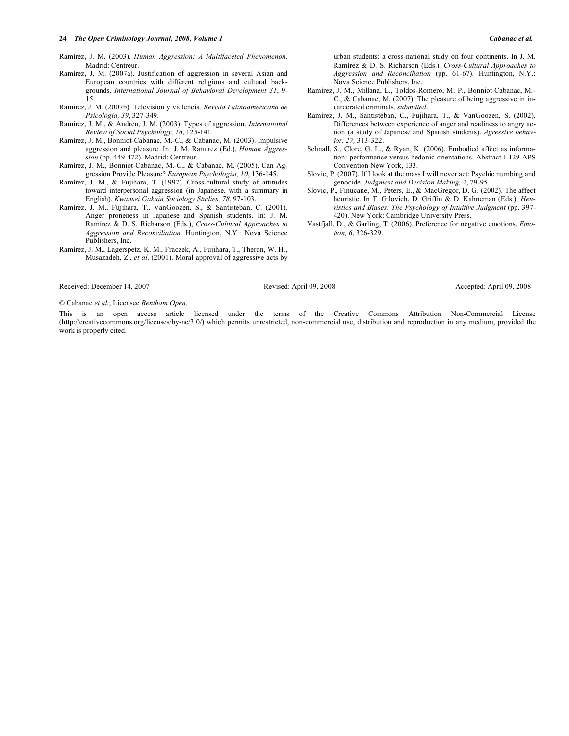Ramírez, J. M. (2003). *Human Aggression: A Multifaceted Phenomenon.* Madrid: Centreur.

Ramírez, J. M. (2007a). Justification of aggression in several Asian and European countries with different religious and cultural backgrounds. *International Journal of Behavioral Development 31*, 9-15.

Ramírez, J. M. (2007b). Television y violencia. *Revista Latinoamericana de Psicologia, 39*, 327-349.

Ramírez, J. M., & Andreu, J. M. (2003). Types of aggression. *International Review of Social Psychology, 16*, 125-141.

Ramírez, J. M., Bonniot-Cabanac, M.-C., & Cabanac, M. (2003). Impulsive aggression and pleasure. In: J. M. Ramírez (Ed.), *Human Aggression* (pp. 449-472). Madrid: Centreur.

Ramírez, J. M., Bonniot-Cabanac, M.-C., & Cabanac, M. (2005). Can Aggression Provide Pleasure? *European Psychologist, 10*, 136-145.

Ramírez, J. M., & Fujihara, T. (1997). Cross-cultural study of attitudes toward interpersonal aggression (in Japanese, with a summary in English). *Kwansei Gakuin Sociology Studies, 78*, 97-103.

Ramírez, J. M., Fujihara, T., VanGoozen, S., & Santisteban, C. (2001). Anger proneness in Japanese and Spanish students. In: J. M. Ramírez & D. S. Richarson (Eds.), *Cross-Cultural Approaches to Aggression and Reconciliation*. Huntington, N.Y.: Nova Science Publishers, Inc.

Ramírez, J. M., Lagerspetz, K. M., Fraczek, A., Fujihara, T., Theron, W. H., Musazadeh, Z., *et al*. (2001). Moral approval of aggressive acts by urban students: a cross-national study on four continents. In J. M. Ramírez & D. S. Richarson (Eds.), *Cross-Cultural Approaches to Aggression and Reconciliation* (pp. 61-67). Huntington, N.Y.: Nova Science Publishers, Inc.

Ramírez, J. M., Millana, L., Toldos-Romero, M. P., Bonniot-Cabanac, M.-C., & Cabanac, M. (2007). The pleasure of being aggressive in incarcerated criminals. *submitted*.

Ramírez, J. M., Santisteban, C., Fujihara, T., & VanGoozen, S. (2002). Differences between experience of anger and readiness to angry action (a study of Japanese and Spanish students). *Agressive behavior. 27,* 313-322.

Schnall, S., Clore, G. L., & Ryan, K. (2006). Embodied affect as information: performance versus hedonic orientations. Abstract I-129 APS Convention New York, 133.

Slovic, P. (2007). If I look at the mass I will never act: Psychic numbing and genocide. *Judgment and Decision Making, 2*, 79-95.

Slovic, P., Finucane, M., Peters, E., & MacGregor, D. G. (2002). The affect heuristic. In T. Gilovich, D. Griffin & D. Kahneman (Eds.), *Heuristics and Biases: The Psychology of Intuitive Judgment* (pp. 397-420). New York: Cambridge University Press.

Vastfjall, D., & Garling, T. (2006). Preference for negative emotions. *Emotion, 6*, 326-329.

Received: December 14, 2007 Revised: April 09, 2008 Accepted: April 09, 2008

© Cabanac *et al.*; Licensee *Bentham Open*.

This is an open access article licensed under the terms of the Creative Commons Attribution Non-Commercial License (http://creativecommons.org/licenses/by-nc/3.0/) which permits unrestricted, non-commercial use, distribution and reproduction in any medium, provided the work is properly cited.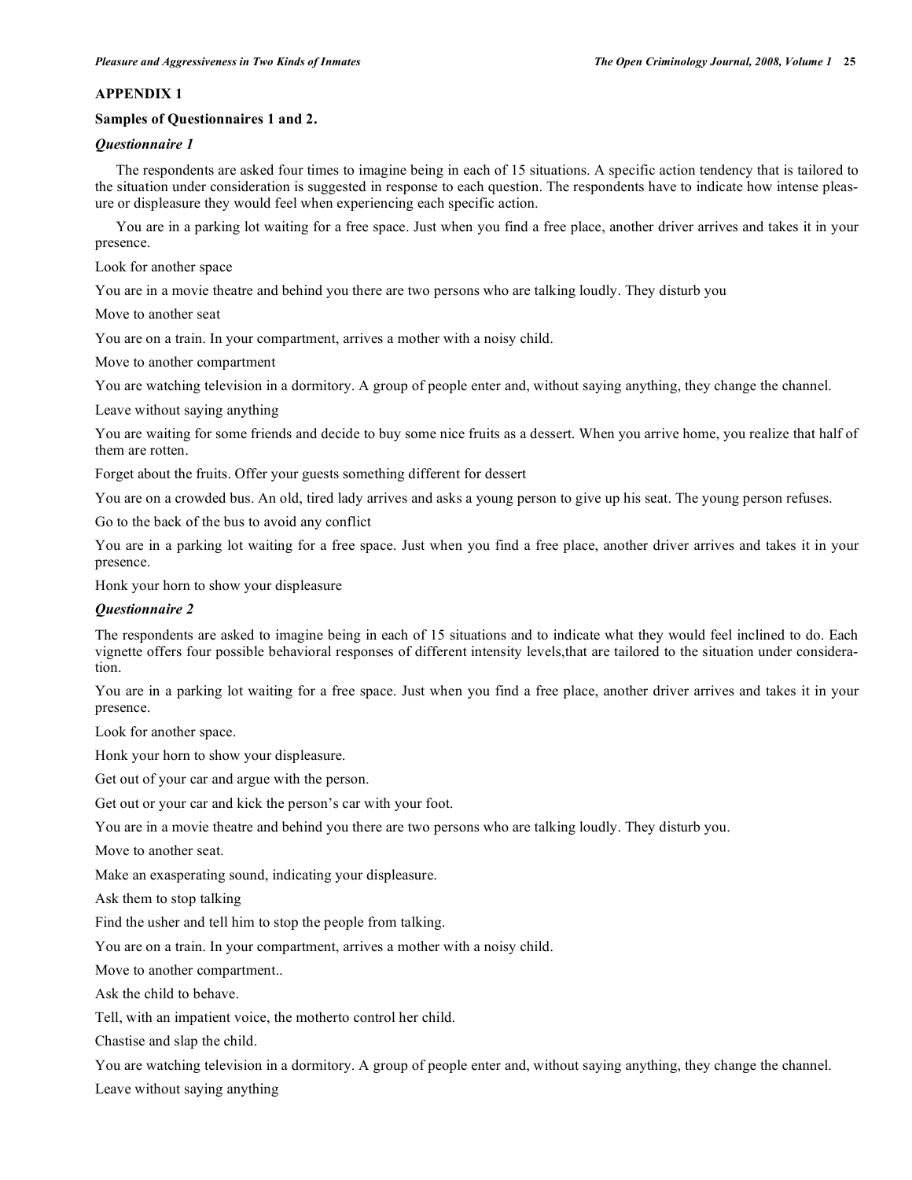## APPENDIX 1

### Samples of Questionnaires 1 and 2.

#### *Questionnaire 1*

The respondents are asked four times to imagine being in each of 15 situations. A specific action tendency that is tailored to the situation under consideration is suggested in response to each question. The respondents have to indicate how intense pleasure or displeasure they would feel when experiencing each specific action.

You are in a parking lot waiting for a free space. Just when you find a free place, another driver arrives and takes it in your presence.

Look for another space

You are in a movie theatre and behind you there are two persons who are talking loudly. They disturb you

Move to another seat

You are on a train. In your compartment, arrives a mother with a noisy child.

Move to another compartment

You are watching television in a dormitory. A group of people enter and, without saying anything, they change the channel.

Leave without saying anything

You are waiting for some friends and decide to buy some nice fruits as a dessert. When you arrive home, you realize that half of them are rotten.

Forget about the fruits. Offer your guests something different for dessert

You are on a crowded bus. An old, tired lady arrives and asks a young person to give up his seat. The young person refuses.

Go to the back of the bus to avoid any conflict

You are in a parking lot waiting for a free space. Just when you find a free place, another driver arrives and takes it in your presence.

Honk your horn to show your displeasure

#### *Questionnaire 2*

The respondents are asked to imagine being in each of 15 situations and to indicate what they would feel inclined to do. Each vignette offers four possible behavioral responses of different intensity levels,that are tailored to the situation under consideration.

You are in a parking lot waiting for a free space. Just when you find a free place, another driver arrives and takes it in your presence.

Look for another space.

Honk your horn to show your displeasure.

Get out of your car and argue with the person.

Get out or your car and kick the person's car with your foot.

You are in a movie theatre and behind you there are two persons who are talking loudly. They disturb you.

Move to another seat.

Make an exasperating sound, indicating your displeasure.

Ask them to stop talking

Find the usher and tell him to stop the people from talking.

You are on a train. In your compartment, arrives a mother with a noisy child.

Move to another compartment..

Ask the child to behave.

Tell, with an impatient voice, the motherto control her child.

Chastise and slap the child.

You are watching television in a dormitory. A group of people enter and, without saying anything, they change the channel.

Leave without saying anything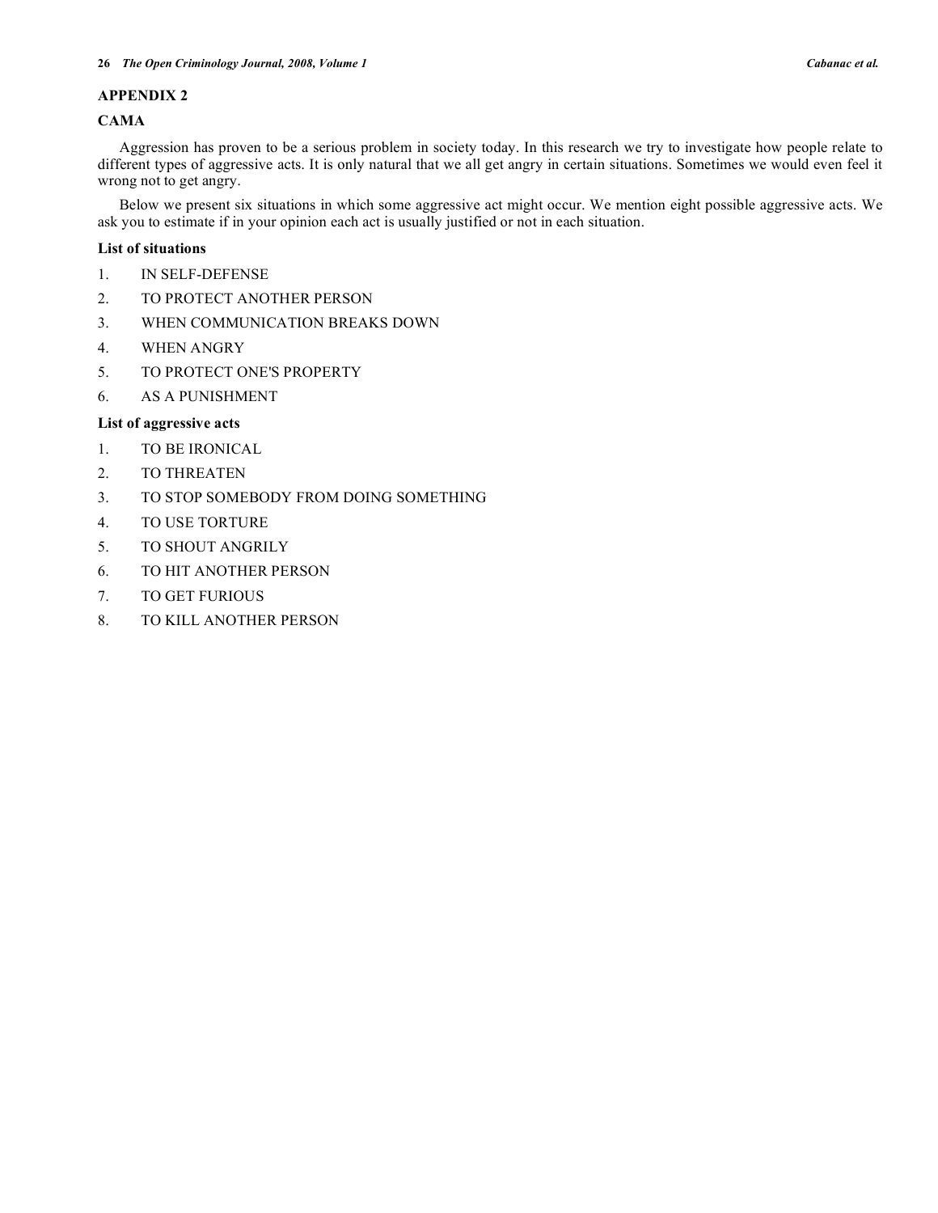## APPENDIX 2

### CAMA

Aggression has proven to be a serious problem in society today. In this research we try to investigate how people relate to different types of aggressive acts. It is only natural that we all get angry in certain situations. Sometimes we would even feel it wrong not to get angry.

Below we present six situations in which some aggressive act might occur. We mention eight possible aggressive acts. We ask you to estimate if in your opinion each act is usually justified or not in each situation.

**List of situations**

1. IN SELF-DEFENSE
2. TO PROTECT ANOTHER PERSON
3. WHEN COMMUNICATION BREAKS DOWN
4. WHEN ANGRY
5. TO PROTECT ONE'S PROPERTY
6. AS A PUNISHMENT

**List of aggressive acts**

1. TO BE IRONICAL
2. TO THREATEN
3. TO STOP SOMEBODY FROM DOING SOMETHING
4. TO USE TORTURE
5. TO SHOUT ANGRILY
6. TO HIT ANOTHER PERSON
7. TO GET FURIOUS
8. TO KILL ANOTHER PERSON